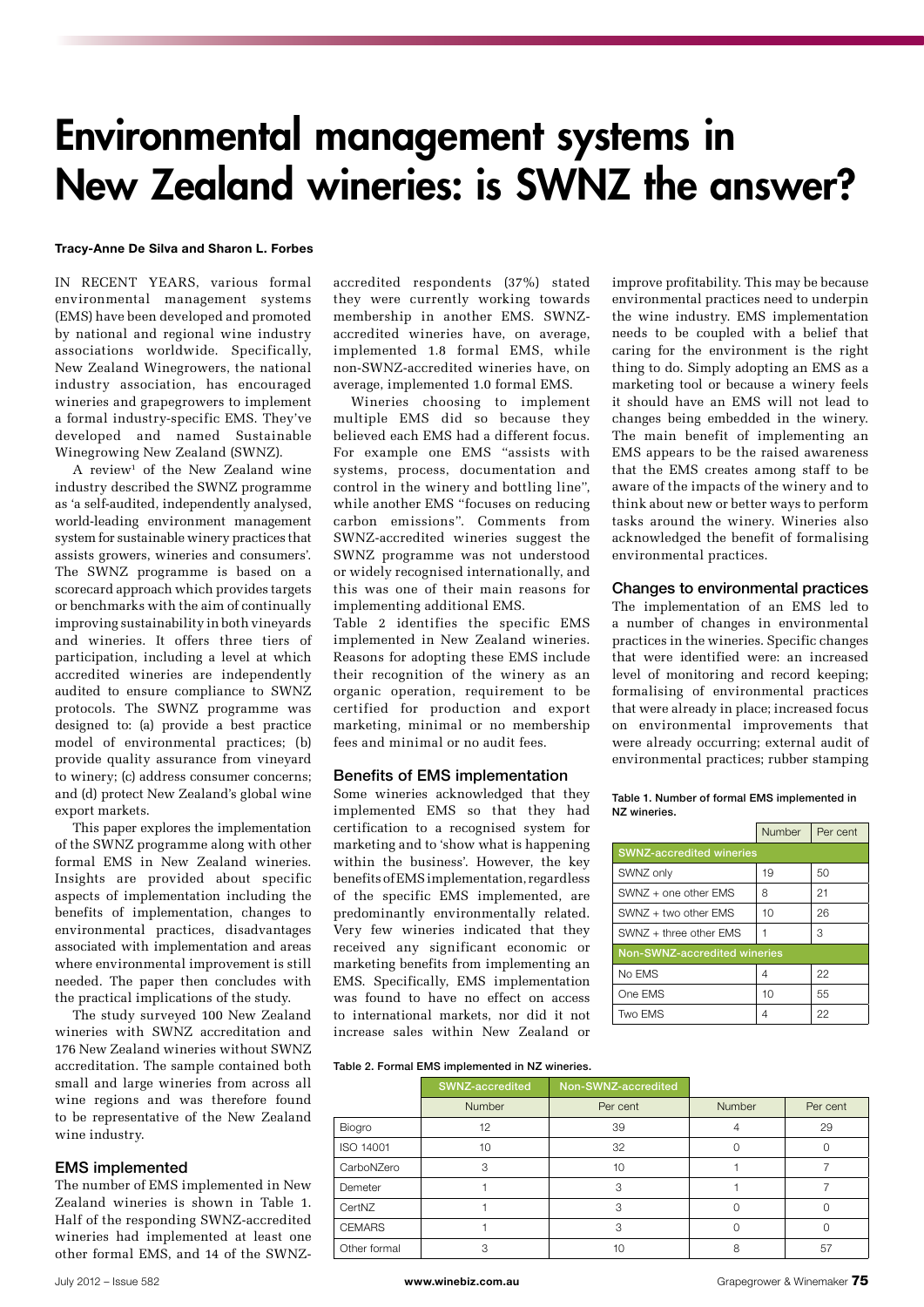# Environmental management systems in New Zealand wineries: is SWNZ the answer?

**Tracy-Anne De Silva and Sharon L. Forbes**

IN RECENT YEARS, various formal environmental management systems (EMS) have been developed and promoted by national and regional wine industry associations worldwide. Specifically, New Zealand Winegrowers, the national industry association, has encouraged wineries and grapegrowers to implement a formal industry-specific EMS. They've developed and named Sustainable Winegrowing New Zealand (SWNZ).

A review[1] of the New Zealand wine industry described the SWNZ programme as 'a self-audited, independently analysed, world-leading environment management system for sustainable winery practices that assists growers, wineries and consumers'. The SWNZ programme is based on a scorecard approach which provides targets or benchmarks with the aim of continually improving sustainability in both vineyards and wineries. It offers three tiers of participation, including a level at which accredited wineries are independently audited to ensure compliance to SWNZ protocols. The SWNZ programme was designed to: (a) provide a best practice model of environmental practices; (b) provide quality assurance from vineyard to winery; (c) address consumer concerns; and (d) protect New Zealand's global wine export markets.

This paper explores the implementation of the SWNZ programme along with other formal EMS in New Zealand wineries. Insights are provided about specific aspects of implementation including the benefits of implementation, changes to environmental practices, disadvantages associated with implementation and areas where environmental improvement is still needed. The paper then concludes with the practical implications of the study.

The study surveyed 100 New Zealand wineries with SWNZ accreditation and 176 New Zealand wineries without SWNZ accreditation. The sample contained both small and large wineries from across all wine regions and was therefore found to be representative of the New Zealand wine industry.

## EMS implemented

The number of EMS implemented in New Zealand wineries is shown in Table 1. Half of the responding SWNZ-accredited wineries had implemented at least one other formal EMS, and 14 of the SWNZ-accredited respondents (37%) stated they were currently working towards membership in another EMS. SWNZ-accredited wineries have, on average, implemented 1.8 formal EMS, while non-SWNZ-accredited wineries have, on average, implemented 1.0 formal EMS.

Wineries choosing to implement multiple EMS did so because they believed each EMS had a different focus. For example one EMS "assists with systems, process, documentation and control in the winery and bottling line", while another EMS "focuses on reducing carbon emissions". Comments from SWNZ-accredited wineries suggest the SWNZ programme was not understood or widely recognised internationally, and this was one of their main reasons for implementing additional EMS.

Table 2 identifies the specific EMS implemented in New Zealand wineries. Reasons for adopting these EMS include their recognition of the winery as an organic operation, requirement to be certified for production and export marketing, minimal or no membership fees and minimal or no audit fees.

## Benefits of EMS implementation

Some wineries acknowledged that they implemented EMS so that they had certification to a recognised system for marketing and to 'show what is happening within the business'. However, the key benefits of EMS implementation, regardless of the specific EMS implemented, are predominantly environmentally related. Very few wineries indicated that they received any significant economic or marketing benefits from implementing an EMS. Specifically, EMS implementation was found to have no effect on access to international markets, nor did it not increase sales within New Zealand or improve profitability. This may be because environmental practices need to underpin the wine industry. EMS implementation needs to be coupled with a belief that caring for the environment is the right thing to do. Simply adopting an EMS as a marketing tool or because a winery feels it should have an EMS will not lead to changes being embedded in the winery. The main benefit of implementing an EMS appears to be the raised awareness that the EMS creates among staff to be aware of the impacts of the winery and to think about new or better ways to perform tasks around the winery. Wineries also acknowledged the benefit of formalising environmental practices.

## Changes to environmental practices

The implementation of an EMS led to a number of changes in environmental practices in the wineries. Specific changes that were identified were: an increased level of monitoring and record keeping; formalising of environmental practices that were already in place; increased focus on environmental improvements that were already occurring; external audit of environmental practices; rubber stamping

Table 1. Number of formal EMS implemented in NZ wineries.

| | Number | Per cent |
|---|---|---|
| **SWNZ-accredited wineries** | | |
| SWNZ only | 19 | 50 |
| SWNZ + one other EMS | 8 | 21 |
| SWNZ + two other EMS | 10 | 26 |
| SWNZ + three other EMS | 1 | 3 |
| **Non-SWNZ-accredited wineries** | | |
| No EMS | 4 | 22 |
| One EMS | 10 | 55 |
| Two EMS | 4 | 22 |

Table 2. Formal EMS implemented in NZ wineries.

| | SWNZ-accredited | | Non-SWNZ-accredited | |
|---|---|---|---|---|
| | Number | Per cent | Number | Per cent |
| Biogro | 12 | 39 | 4 | 29 |
| ISO 14001 | 10 | 32 | 0 | 0 |
| CarboNZero | 3 | 10 | 1 | 7 |
| Demeter | 1 | 3 | 1 | 7 |
| CertNZ | 1 | 3 | 0 | 0 |
| CEMARS | 1 | 3 | 0 | 0 |
| Other formal | 3 | 10 | 8 | 57 |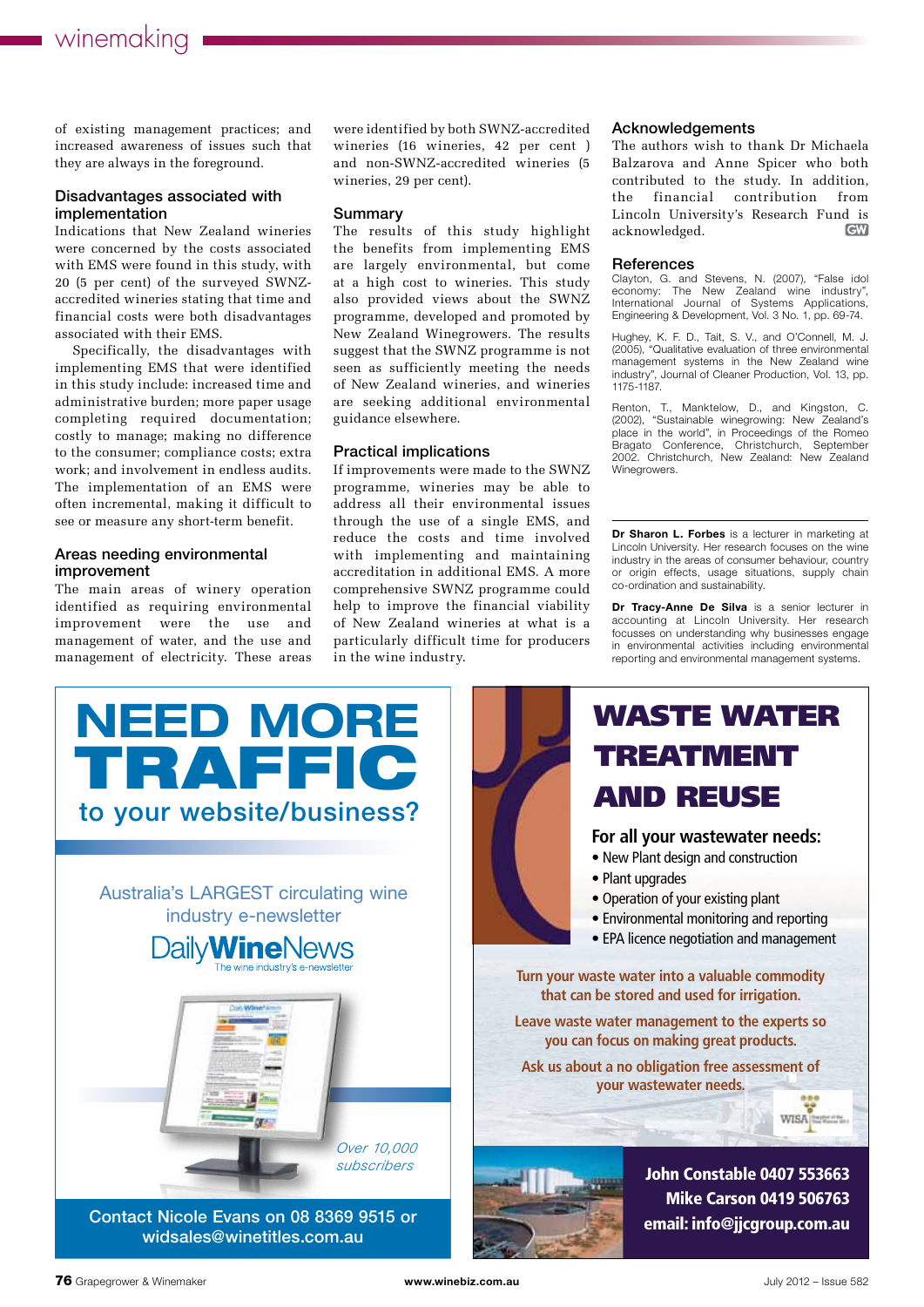of existing management practices; and increased awareness of issues such that they are always in the foreground.

## Disadvantages associated with implementation

Indications that New Zealand wineries were concerned by the costs associated with EMS were found in this study, with 20 (5 per cent) of the surveyed SWNZ-accredited wineries stating that time and financial costs were both disadvantages associated with their EMS.

Specifically, the disadvantages with implementing EMS that were identified in this study include: increased time and administrative burden; more paper usage completing required documentation; costly to manage; making no difference to the consumer; compliance costs; extra work; and involvement in endless audits. The implementation of an EMS were often incremental, making it difficult to see or measure any short-term benefit.

## Areas needing environmental improvement

The main areas of winery operation identified as requiring environmental improvement were the use and management of water, and the use and management of electricity. These areas were identified by both SWNZ-accredited wineries (16 wineries, 42 per cent ) and non-SWNZ-accredited wineries (5 wineries, 29 per cent).

## Summary

The results of this study highlight the benefits from implementing EMS are largely environmental, but come at a high cost to wineries. This study also provided views about the SWNZ programme, developed and promoted by New Zealand Winegrowers. The results suggest that the SWNZ programme is not seen as sufficiently meeting the needs of New Zealand wineries, and wineries are seeking additional environmental guidance elsewhere.

## Practical implications

If improvements were made to the SWNZ programme, wineries may be able to address all their environmental issues through the use of a single EMS, and reduce the costs and time involved with implementing and maintaining accreditation in additional EMS. A more comprehensive SWNZ programme could help to improve the financial viability of New Zealand wineries at what is a particularly difficult time for producers in the wine industry.

## Acknowledgements

The authors wish to thank Dr Michaela Balzarova and Anne Spicer who both contributed to the study. In addition, the financial contribution from Lincoln University's Research Fund is acknowledged. GW

## References

Clayton, G. and Stevens, N. (2007), "False idol economy: The New Zealand wine industry", International Journal of Systems Applications, Engineering & Development, Vol. 3 No. 1, pp. 69-74.

Hughey, K. F. D., Tait, S. V., and O'Connell, M. J. (2005), "Qualitative evaluation of three environmental management systems in the New Zealand wine industry", Journal of Cleaner Production, Vol. 13, pp. 1175-1187.

Renton, T., Manktelow, D., and Kingston, C. (2002), "Sustainable winegrowing: New Zealand's place in the world", in Proceedings of the Romeo Bragato Conference, Christchurch, September 2002. Christchurch, New Zealand: New Zealand Winegrowers.

---

**Dr Sharon L. Forbes** is a lecturer in marketing at Lincoln University. Her research focuses on the wine industry in the areas of consumer behaviour, country or origin effects, usage situations, supply chain co-ordination and sustainability.

**Dr Tracy-Anne De Silva** is a senior lecturer in accounting at Lincoln University. Her research focusses on understanding why businesses engage in environmental activities including environmental reporting and environmental management systems.

---

# NEED MORE TRAFFIC

to your website/business?

Australia's LARGEST circulating wine industry e-newsletter

DailyWineNews
The wine industry's e-newsletter

*Over 10,000 subscribers*

Contact Nicole Evans on 08 8369 9515 or widsales@winetitles.com.au

---

# WASTE WATER TREATMENT AND REUSE

**For all your wastewater needs:**

- New Plant design and construction
- Plant upgrades
- Operation of your existing plant
- Environmental monitoring and reporting
- EPA licence negotiation and management

Turn your waste water into a valuable commodity that can be stored and used for irrigation.

Leave waste water management to the experts so you can focus on making great products.

Ask us about a no obligation free assessment of your wastewater needs.

**John Constable 0407 553663**
**Mike Carson 0419 506763**
**email: info@jjcgroup.com.au**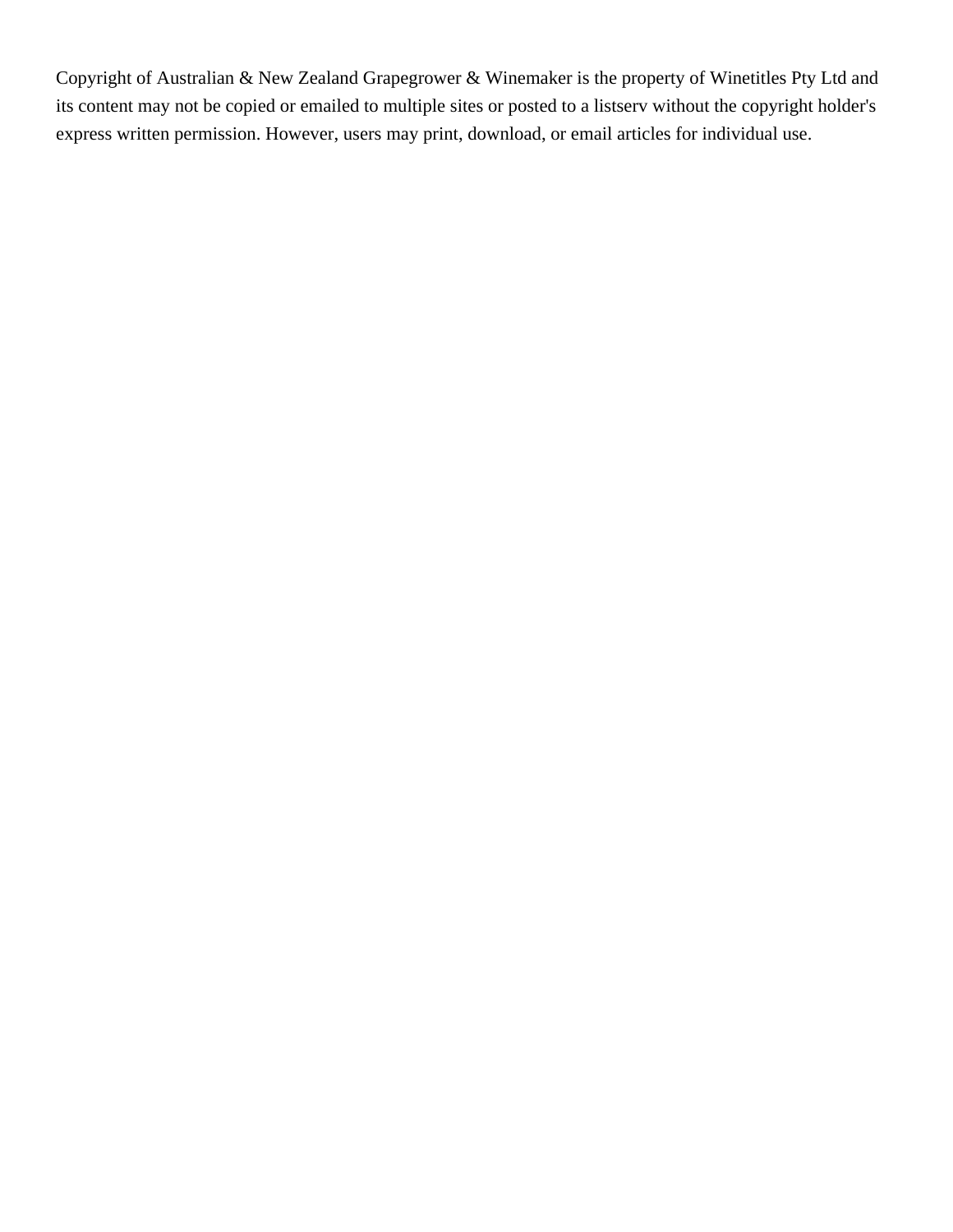Copyright of Australian & New Zealand Grapegrower & Winemaker is the property of Winetitles Pty Ltd and its content may not be copied or emailed to multiple sites or posted to a listserv without the copyright holder's express written permission. However, users may print, download, or email articles for individual use.